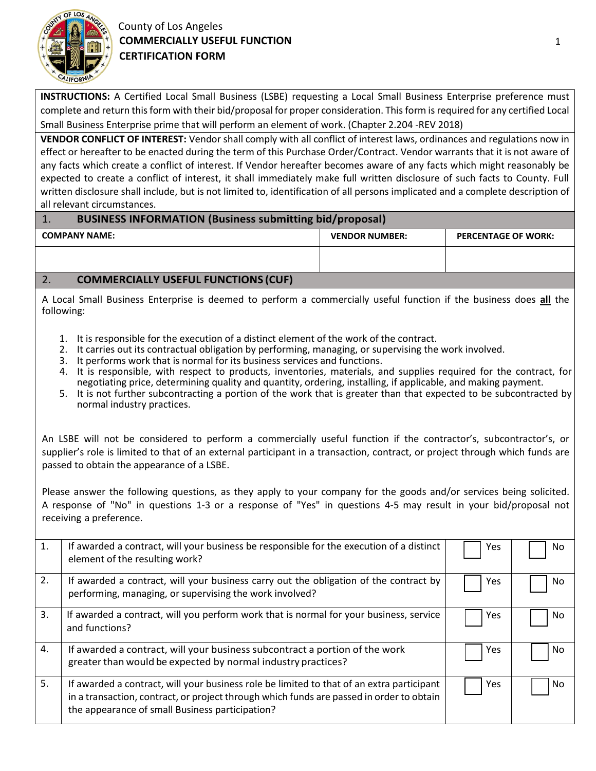# County of Los Angeles
## COMMERCIALLY USEFUL FUNCTION CERTIFICATION FORM

**INSTRUCTIONS:** A Certified Local Small Business (LSBE) requesting a Local Small Business Enterprise preference must complete and return this form with their bid/proposal for proper consideration. This form is required for any certified Local Small Business Enterprise prime that will perform an element of work. (Chapter 2.204 -REV 2018)

**VENDOR CONFLICT OF INTEREST:** Vendor shall comply with all conflict of interest laws, ordinances and regulations now in effect or hereafter to be enacted during the term of this Purchase Order/Contract. Vendor warrants that it is not aware of any facts which create a conflict of interest. If Vendor hereafter becomes aware of any facts which might reasonably be expected to create a conflict of interest, it shall immediately make full written disclosure of such facts to County. Full written disclosure shall include, but is not limited to, identification of all persons implicated and a complete description of all relevant circumstances.

### 1. BUSINESS INFORMATION (Business submitting bid/proposal)

| COMPANY NAME: | VENDOR NUMBER: | PERCENTAGE OF WORK: |
|---|---|---|
| | | |

### 2. COMMERCIALLY USEFUL FUNCTIONS (CUF)

A Local Small Business Enterprise is deemed to perform a commercially useful function if the business does **all** the following:

1. It is responsible for the execution of a distinct element of the work of the contract.
2. It carries out its contractual obligation by performing, managing, or supervising the work involved.
3. It performs work that is normal for its business services and functions.
4. It is responsible, with respect to products, inventories, materials, and supplies required for the contract, for negotiating price, determining quality and quantity, ordering, installing, if applicable, and making payment.
5. It is not further subcontracting a portion of the work that is greater than that expected to be subcontracted by normal industry practices.

An LSBE will not be considered to perform a commercially useful function if the contractor's, subcontractor's, or supplier's role is limited to that of an external participant in a transaction, contract, or project through which funds are passed to obtain the appearance of a LSBE.

Please answer the following questions, as they apply to your company for the goods and/or services being solicited. A response of "No" in questions 1-3 or a response of "Yes" in questions 4-5 may result in your bid/proposal not receiving a preference.

| | | | |
|---|---|---|---|
| 1. | If awarded a contract, will your business be responsible for the execution of a distinct element of the resulting work? | ☐ Yes | ☐ No |
| 2. | If awarded a contract, will your business carry out the obligation of the contract by performing, managing, or supervising the work involved? | ☐ Yes | ☐ No |
| 3. | If awarded a contract, will you perform work that is normal for your business, service and functions? | ☐ Yes | ☐ No |
| 4. | If awarded a contract, will your business subcontract a portion of the work greater than would be expected by normal industry practices? | ☐ Yes | ☐ No |
| 5. | If awarded a contract, will your business role be limited to that of an extra participant in a transaction, contract, or project through which funds are passed in order to obtain the appearance of small Business participation? | ☐ Yes | ☐ No |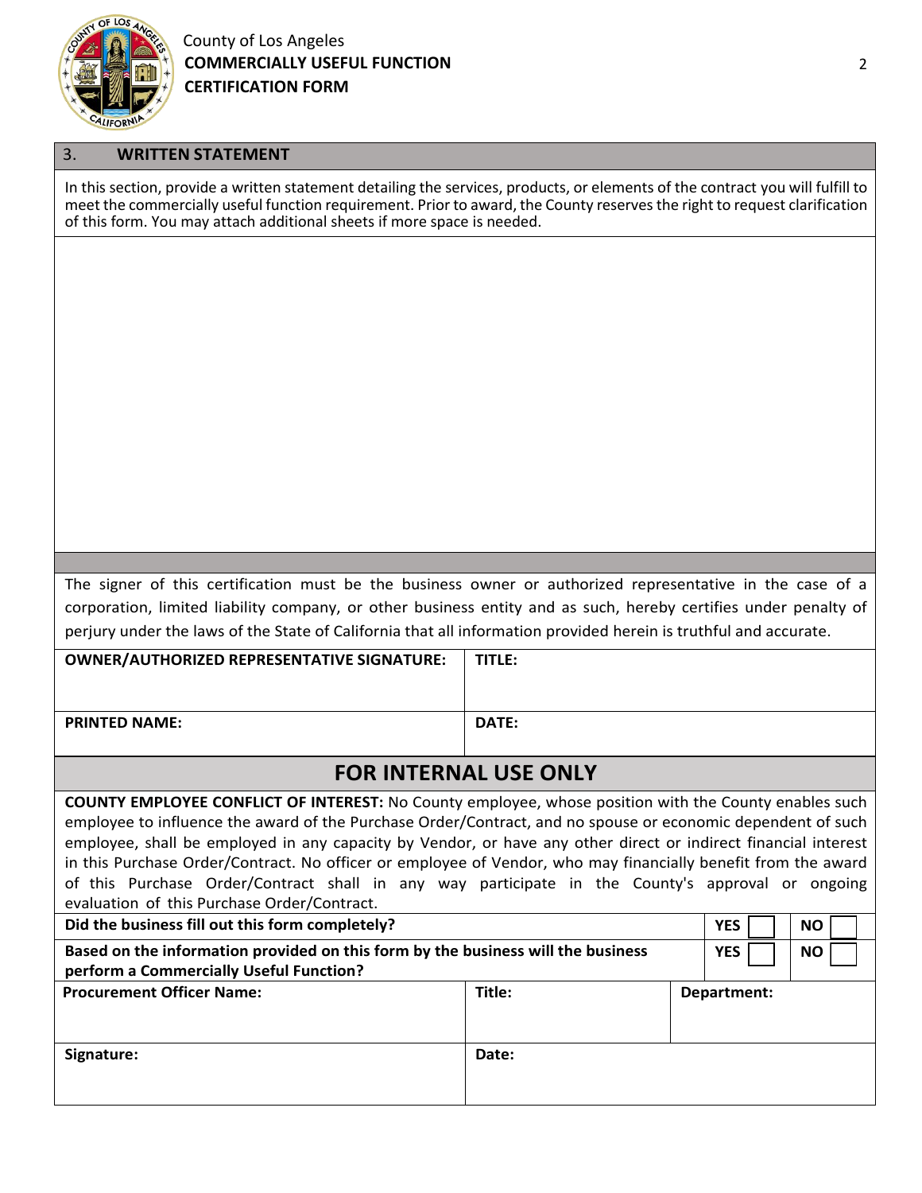County of Los Angeles
**COMMERCIALLY USEFUL FUNCTION**
**CERTIFICATION FORM**

## 3. WRITTEN STATEMENT

In this section, provide a written statement detailing the services, products, or elements of the contract you will fulfill to meet the commercially useful function requirement. Prior to award, the County reserves the right to request clarification of this form. You may attach additional sheets if more space is needed.

The signer of this certification must be the business owner or authorized representative in the case of a corporation, limited liability company, or other business entity and as such, hereby certifies under penalty of perjury under the laws of the State of California that all information provided herein is truthful and accurate.

| | |
|---|---|
| **OWNER/AUTHORIZED REPRESENTATIVE SIGNATURE:** | **TITLE:** |
| **PRINTED NAME:** | **DATE:** |

## FOR INTERNAL USE ONLY

**COUNTY EMPLOYEE CONFLICT OF INTEREST:** No County employee, whose position with the County enables such employee to influence the award of the Purchase Order/Contract, and no spouse or economic dependent of such employee, shall be employed in any capacity by Vendor, or have any other direct or indirect financial interest in this Purchase Order/Contract. No officer or employee of Vendor, who may financially benefit from the award of this Purchase Order/Contract shall in any way participate in the County's approval or ongoing evaluation of this Purchase Order/Contract.

| | | |
|---|---|---|
| **Did the business fill out this form completely?** | **YES** ☐ | **NO** ☐ |
| **Based on the information provided on this form by the business will the business perform a Commercially Useful Function?** | **YES** ☐ | **NO** ☐ |

| | | |
|---|---|---|
| **Procurement Officer Name:** | **Title:** | **Department:** |
| **Signature:** | **Date:** | |